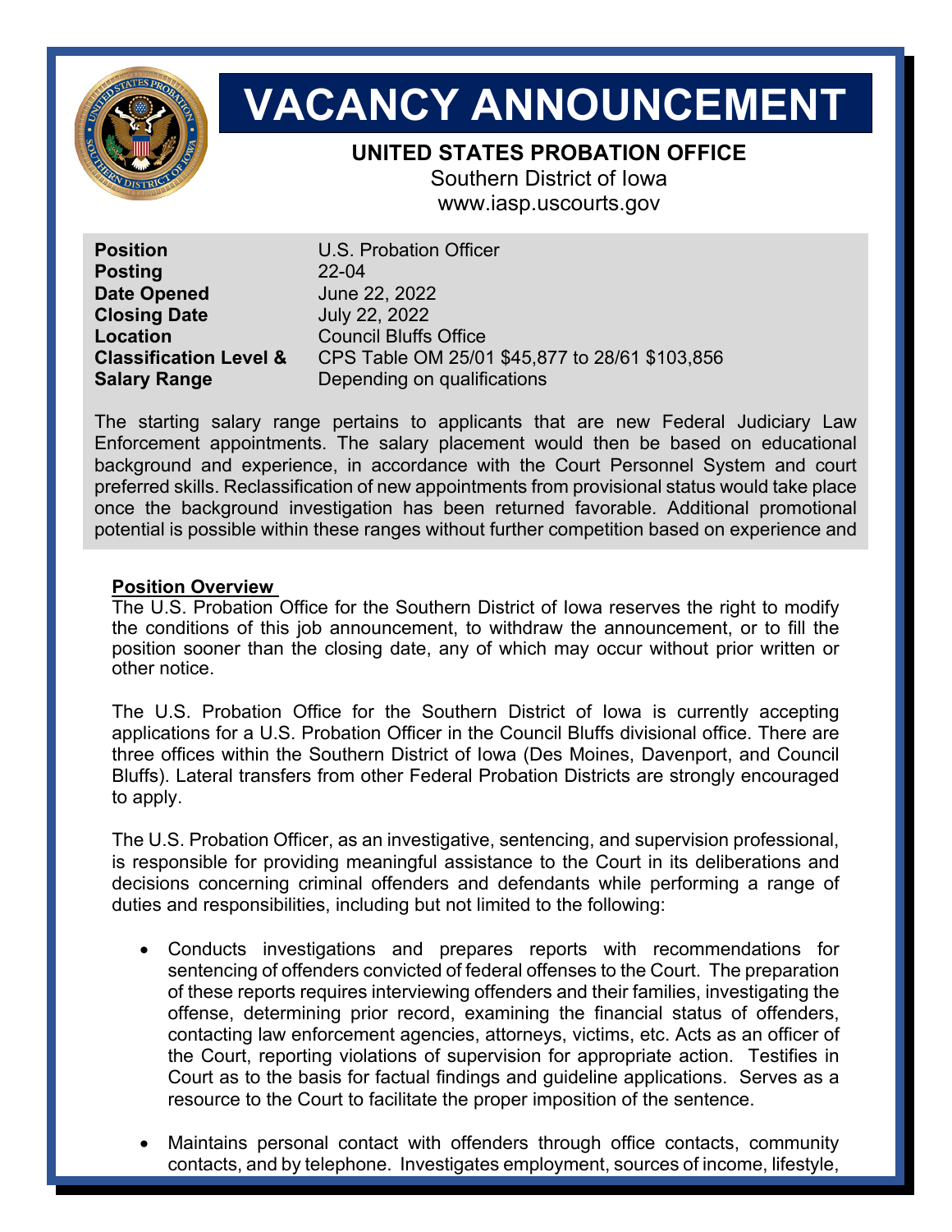# VACANCY ANNOUNCEMENT

## UNITED STATES PROBATION OFFICE

Southern District of Iowa
www.iasp.uscourts.gov

| | |
|---|---|
| **Position** | U.S. Probation Officer |
| **Posting** | 22-04 |
| **Date Opened** | June 22, 2022 |
| **Closing Date** | July 22, 2022 |
| **Location** | Council Bluffs Office |
| **Classification Level & Salary Range** | CPS Table OM 25/01 $45,877 to 28/61 $103,856 Depending on qualifications |

The starting salary range pertains to applicants that are new Federal Judiciary Law Enforcement appointments. The salary placement would then be based on educational background and experience, in accordance with the Court Personnel System and court preferred skills. Reclassification of new appointments from provisional status would take place once the background investigation has been returned favorable. Additional promotional potential is possible within these ranges without further competition based on experience and

**Position Overview**

The U.S. Probation Office for the Southern District of Iowa reserves the right to modify the conditions of this job announcement, to withdraw the announcement, or to fill the position sooner than the closing date, any of which may occur without prior written or other notice.

The U.S. Probation Office for the Southern District of Iowa is currently accepting applications for a U.S. Probation Officer in the Council Bluffs divisional office. There are three offices within the Southern District of Iowa (Des Moines, Davenport, and Council Bluffs). Lateral transfers from other Federal Probation Districts are strongly encouraged to apply.

The U.S. Probation Officer, as an investigative, sentencing, and supervision professional, is responsible for providing meaningful assistance to the Court in its deliberations and decisions concerning criminal offenders and defendants while performing a range of duties and responsibilities, including but not limited to the following:

- Conducts investigations and prepares reports with recommendations for sentencing of offenders convicted of federal offenses to the Court. The preparation of these reports requires interviewing offenders and their families, investigating the offense, determining prior record, examining the financial status of offenders, contacting law enforcement agencies, attorneys, victims, etc. Acts as an officer of the Court, reporting violations of supervision for appropriate action. Testifies in Court as to the basis for factual findings and guideline applications. Serves as a resource to the Court to facilitate the proper imposition of the sentence.

- Maintains personal contact with offenders through office contacts, community contacts, and by telephone. Investigates employment, sources of income, lifestyle,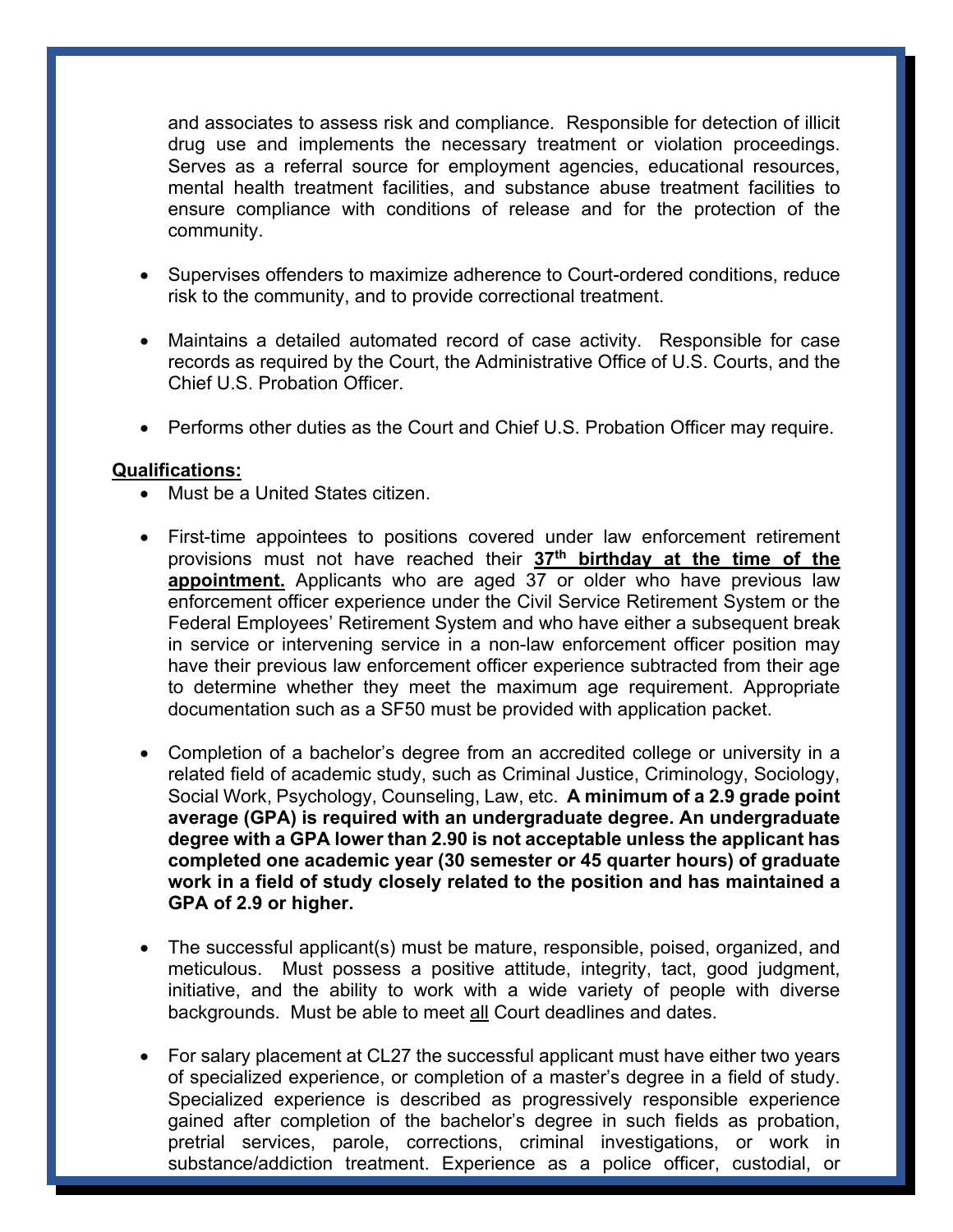and associates to assess risk and compliance. Responsible for detection of illicit drug use and implements the necessary treatment or violation proceedings. Serves as a referral source for employment agencies, educational resources, mental health treatment facilities, and substance abuse treatment facilities to ensure compliance with conditions of release and for the protection of the community.

- Supervises offenders to maximize adherence to Court-ordered conditions, reduce risk to the community, and to provide correctional treatment.

- Maintains a detailed automated record of case activity. Responsible for case records as required by the Court, the Administrative Office of U.S. Courts, and the Chief U.S. Probation Officer.

- Performs other duties as the Court and Chief U.S. Probation Officer may require.

**Qualifications:**

- Must be a United States citizen.

- First-time appointees to positions covered under law enforcement retirement provisions must not have reached their **37th birthday at the time of the appointment.** Applicants who are aged 37 or older who have previous law enforcement officer experience under the Civil Service Retirement System or the Federal Employees' Retirement System and who have either a subsequent break in service or intervening service in a non-law enforcement officer position may have their previous law enforcement officer experience subtracted from their age to determine whether they meet the maximum age requirement. Appropriate documentation such as a SF50 must be provided with application packet.

- Completion of a bachelor's degree from an accredited college or university in a related field of academic study, such as Criminal Justice, Criminology, Sociology, Social Work, Psychology, Counseling, Law, etc. **A minimum of a 2.9 grade point average (GPA) is required with an undergraduate degree. An undergraduate degree with a GPA lower than 2.90 is not acceptable unless the applicant has completed one academic year (30 semester or 45 quarter hours) of graduate work in a field of study closely related to the position and has maintained a GPA of 2.9 or higher.**

- The successful applicant(s) must be mature, responsible, poised, organized, and meticulous. Must possess a positive attitude, integrity, tact, good judgment, initiative, and the ability to work with a wide variety of people with diverse backgrounds. Must be able to meet all Court deadlines and dates.

- For salary placement at CL27 the successful applicant must have either two years of specialized experience, or completion of a master's degree in a field of study. Specialized experience is described as progressively responsible experience gained after completion of the bachelor's degree in such fields as probation, pretrial services, parole, corrections, criminal investigations, or work in substance/addiction treatment. Experience as a police officer, custodial, or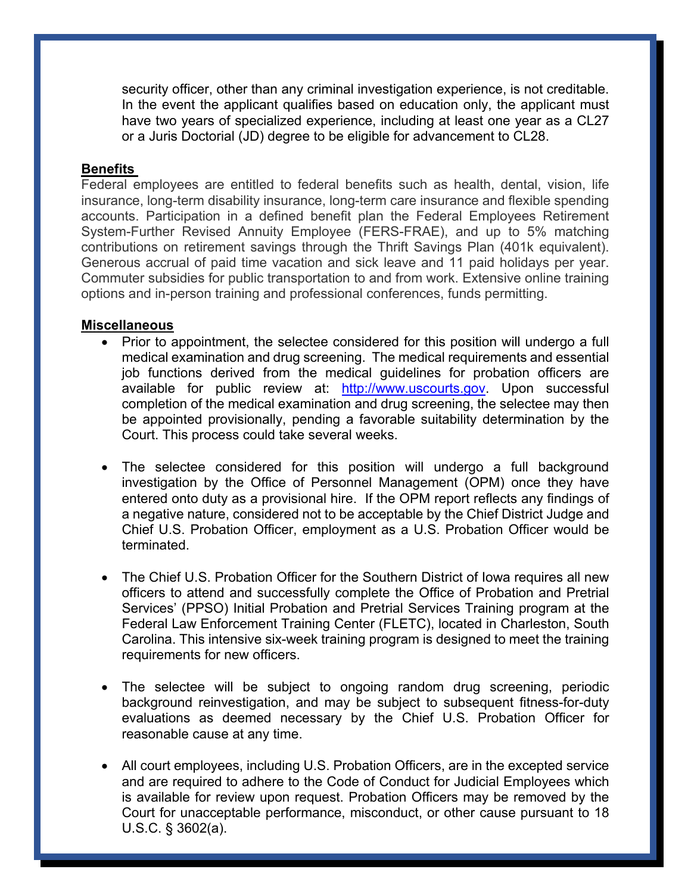security officer, other than any criminal investigation experience, is not creditable. In the event the applicant qualifies based on education only, the applicant must have two years of specialized experience, including at least one year as a CL27 or a Juris Doctorial (JD) degree to be eligible for advancement to CL28.

**Benefits**

Federal employees are entitled to federal benefits such as health, dental, vision, life insurance, long-term disability insurance, long-term care insurance and flexible spending accounts. Participation in a defined benefit plan the Federal Employees Retirement System-Further Revised Annuity Employee (FERS-FRAE), and up to 5% matching contributions on retirement savings through the Thrift Savings Plan (401k equivalent). Generous accrual of paid time vacation and sick leave and 11 paid holidays per year. Commuter subsidies for public transportation to and from work. Extensive online training options and in-person training and professional conferences, funds permitting.

**Miscellaneous**

- Prior to appointment, the selectee considered for this position will undergo a full medical examination and drug screening. The medical requirements and essential job functions derived from the medical guidelines for probation officers are available for public review at: [http://www.uscourts.gov](http://www.uscourts.gov). Upon successful completion of the medical examination and drug screening, the selectee may then be appointed provisionally, pending a favorable suitability determination by the Court. This process could take several weeks.

- The selectee considered for this position will undergo a full background investigation by the Office of Personnel Management (OPM) once they have entered onto duty as a provisional hire. If the OPM report reflects any findings of a negative nature, considered not to be acceptable by the Chief District Judge and Chief U.S. Probation Officer, employment as a U.S. Probation Officer would be terminated.

- The Chief U.S. Probation Officer for the Southern District of Iowa requires all new officers to attend and successfully complete the Office of Probation and Pretrial Services' (PPSO) Initial Probation and Pretrial Services Training program at the Federal Law Enforcement Training Center (FLETC), located in Charleston, South Carolina. This intensive six-week training program is designed to meet the training requirements for new officers.

- The selectee will be subject to ongoing random drug screening, periodic background reinvestigation, and may be subject to subsequent fitness-for-duty evaluations as deemed necessary by the Chief U.S. Probation Officer for reasonable cause at any time.

- All court employees, including U.S. Probation Officers, are in the excepted service and are required to adhere to the Code of Conduct for Judicial Employees which is available for review upon request. Probation Officers may be removed by the Court for unacceptable performance, misconduct, or other cause pursuant to 18 U.S.C. § 3602(a).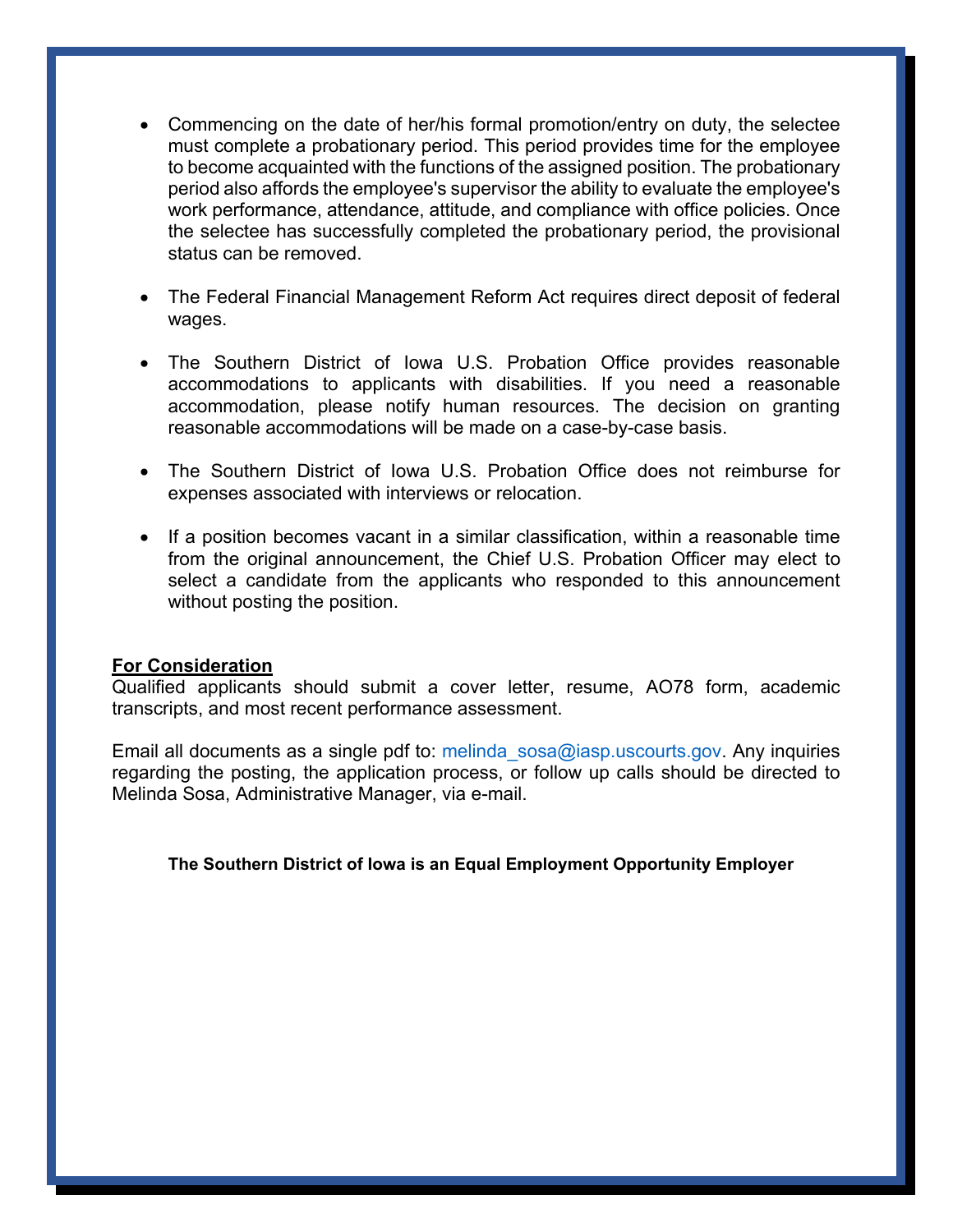- Commencing on the date of her/his formal promotion/entry on duty, the selectee must complete a probationary period. This period provides time for the employee to become acquainted with the functions of the assigned position. The probationary period also affords the employee's supervisor the ability to evaluate the employee's work performance, attendance, attitude, and compliance with office policies. Once the selectee has successfully completed the probationary period, the provisional status can be removed.

- The Federal Financial Management Reform Act requires direct deposit of federal wages.

- The Southern District of Iowa U.S. Probation Office provides reasonable accommodations to applicants with disabilities. If you need a reasonable accommodation, please notify human resources. The decision on granting reasonable accommodations will be made on a case-by-case basis.

- The Southern District of Iowa U.S. Probation Office does not reimburse for expenses associated with interviews or relocation.

- If a position becomes vacant in a similar classification, within a reasonable time from the original announcement, the Chief U.S. Probation Officer may elect to select a candidate from the applicants who responded to this announcement without posting the position.

**For Consideration**

Qualified applicants should submit a cover letter, resume, AO78 form, academic transcripts, and most recent performance assessment.

Email all documents as a single pdf to: melinda_sosa@iasp.uscourts.gov. Any inquiries regarding the posting, the application process, or follow up calls should be directed to Melinda Sosa, Administrative Manager, via e-mail.

**The Southern District of Iowa is an Equal Employment Opportunity Employer**